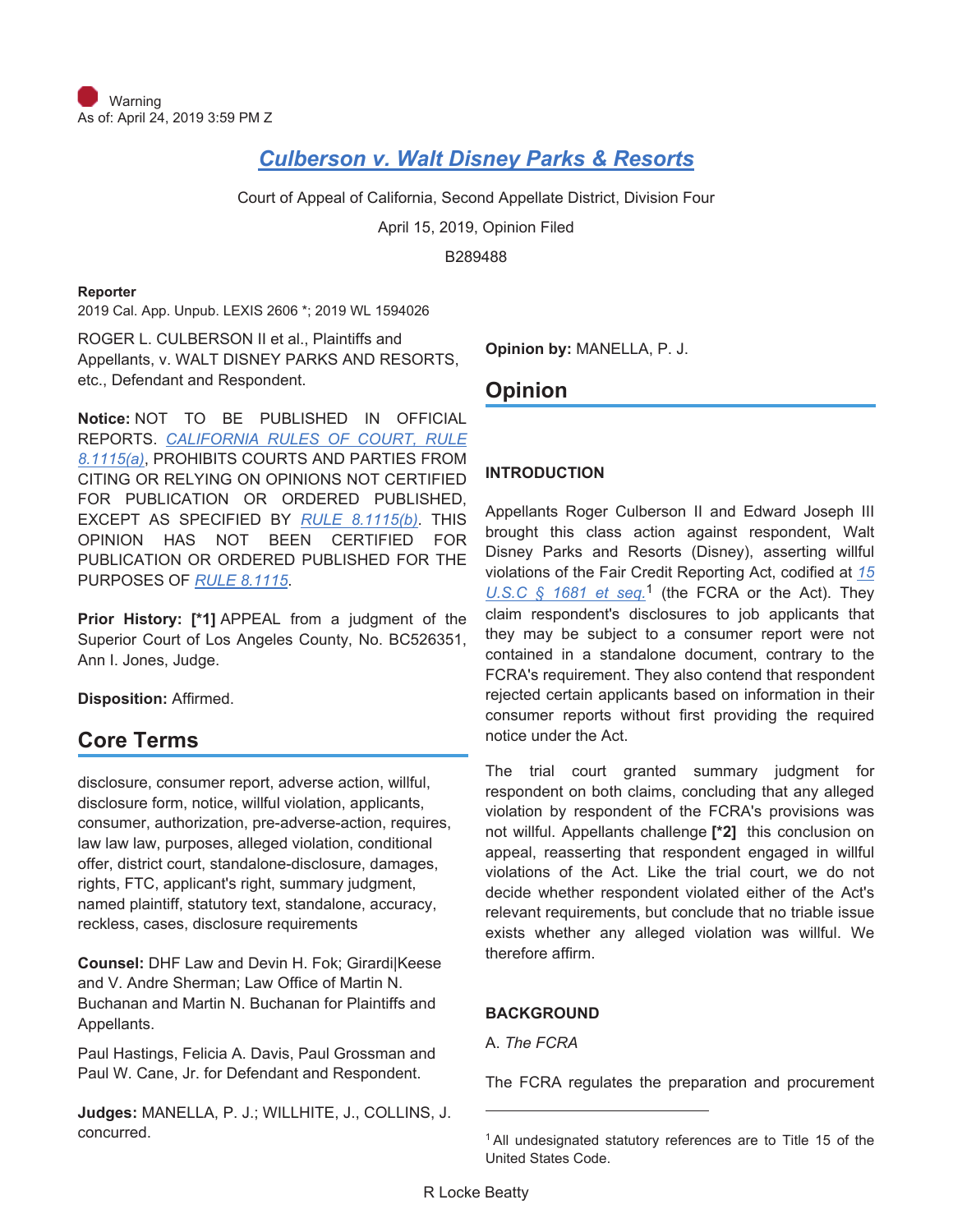Warning
As of: April 24, 2019 3:59 PM Z

# Culberson v. Walt Disney Parks & Resorts

Court of Appeal of California, Second Appellate District, Division Four

April 15, 2019, Opinion Filed

B289488

**Reporter**

2019 Cal. App. Unpub. LEXIS 2606 *; 2019 WL 1594026

ROGER L. CULBERSON II et al., Plaintiffs and Appellants, v. WALT DISNEY PARKS AND RESORTS, etc., Defendant and Respondent.

**Notice:** NOT TO BE PUBLISHED IN OFFICIAL REPORTS. CALIFORNIA RULES OF COURT, RULE 8.1115(a), PROHIBITS COURTS AND PARTIES FROM CITING OR RELYING ON OPINIONS NOT CERTIFIED FOR PUBLICATION OR ORDERED PUBLISHED, EXCEPT AS SPECIFIED BY RULE 8.1115(b). THIS OPINION HAS NOT BEEN CERTIFIED FOR PUBLICATION OR ORDERED PUBLISHED FOR THE PURPOSES OF RULE 8.1115.

**Prior History: [*1]** APPEAL from a judgment of the Superior Court of Los Angeles County, No. BC526351, Ann I. Jones, Judge.

**Disposition:** Affirmed.

## Core Terms

disclosure, consumer report, adverse action, willful, disclosure form, notice, willful violation, applicants, consumer, authorization, pre-adverse-action, requires, law law law, purposes, alleged violation, conditional offer, district court, standalone-disclosure, damages, rights, FTC, applicant's right, summary judgment, named plaintiff, statutory text, standalone, accuracy, reckless, cases, disclosure requirements

**Counsel:** DHF Law and Devin H. Fok; Girardi|Keese and V. Andre Sherman; Law Office of Martin N. Buchanan and Martin N. Buchanan for Plaintiffs and Appellants.

Paul Hastings, Felicia A. Davis, Paul Grossman and Paul W. Cane, Jr. for Defendant and Respondent.

**Judges:** MANELLA, P. J.; WILLHITE, J., COLLINS, J. concurred.

**Opinion by:** MANELLA, P. J.

## Opinion

### INTRODUCTION

Appellants Roger Culberson II and Edward Joseph III brought this class action against respondent, Walt Disney Parks and Resorts (Disney), asserting willful violations of the Fair Credit Reporting Act, codified at 15 U.S.C § 1681 et seq.[1] (the FCRA or the Act). They claim respondent's disclosures to job applicants that they may be subject to a consumer report were not contained in a standalone document, contrary to the FCRA's requirement. They also contend that respondent rejected certain applicants based on information in their consumer reports without first providing the required notice under the Act.

The trial court granted summary judgment for respondent on both claims, concluding that any alleged violation by respondent of the FCRA's provisions was not willful. Appellants challenge **[*2]** this conclusion on appeal, reasserting that respondent engaged in willful violations of the Act. Like the trial court, we do not decide whether respondent violated either of the Act's relevant requirements, but conclude that no triable issue exists whether any alleged violation was willful. We therefore affirm.

### BACKGROUND

A. *The FCRA*

The FCRA regulates the preparation and procurement

---

[1] All undesignated statutory references are to Title 15 of the United States Code.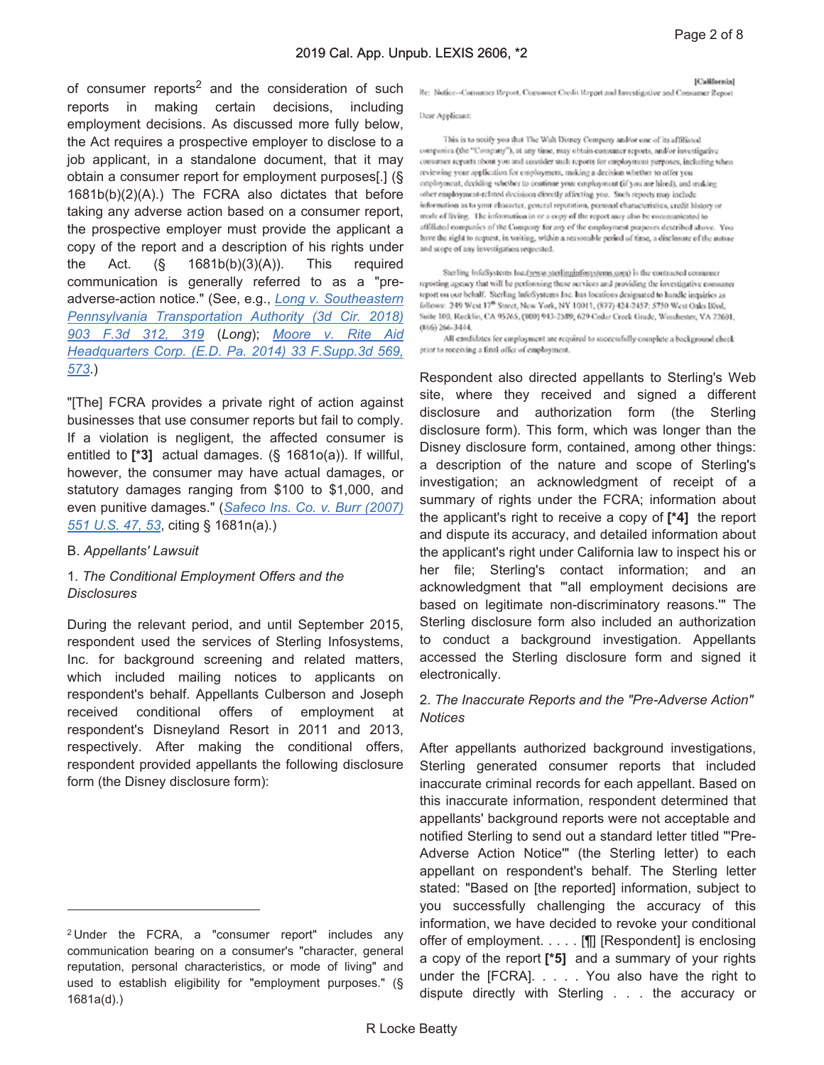of consumer reports[2] and the consideration of such reports in making certain decisions, including employment decisions. As discussed more fully below, the Act requires a prospective employer to disclose to a job applicant, in a standalone document, that it may obtain a consumer report for employment purposes[.] (§ 1681b(b)(2)(A).) The FCRA also dictates that before taking any adverse action based on a consumer report, the prospective employer must provide the applicant a copy of the report and a description of his rights under the Act. (§ 1681b(b)(3)(A)). This required communication is generally referred to as a "pre-adverse-action notice." (See, e.g., *Long v. Southeastern Pennsylvania Transportation Authority (3d Cir. 2018) 903 F.3d 312, 319* (*Long*); *Moore v. Rite Aid Headquarters Corp. (E.D. Pa. 2014) 33 F.Supp.3d 569, 573*.)

"[The] FCRA provides a private right of action against businesses that use consumer reports but fail to comply. If a violation is negligent, the affected consumer is entitled to **[*3]** actual damages. (§ 1681o(a)). If willful, however, the consumer may have actual damages, or statutory damages ranging from $100 to $1,000, and even punitive damages." (*Safeco Ins. Co. v. Burr (2007) 551 U.S. 47, 53*, citing § 1681n(a).)

B. *Appellants' Lawsuit*

1. *The Conditional Employment Offers and the Disclosures*

During the relevant period, and until September 2015, respondent used the services of Sterling Infosystems, Inc. for background screening and related matters, which included mailing notices to applicants on respondent's behalf. Appellants Culberson and Joseph received conditional offers of employment at respondent's Disneyland Resort in 2011 and 2013, respectively. After making the conditional offers, respondent provided appellants the following disclosure form (the Disney disclosure form):

[California]

Re: Notice--Consumer Report, Consumer Credit Report and Investigative and Consumer Report

Dear Applicant:

This is to notify you that The Walt Disney Company and/or one of its affiliated companies (the "Company"), at any time, may obtain consumer reports, and/or investigative consumer reports about you and consider such reports for employment purposes, including when reviewing your application for employment, making a decision whether to offer you employment, deciding whether to continue your employment (if you are hired), and making other employment-related decisions directly affecting you. Such reports may include information as to your character, general reputation, personal characteristics, credit history or mode of living. The information in or a copy of the report may also be communicated to affiliated companies of the Company for any of the employment purposes described above. You have the right to request, in writing, within a reasonable period of time, a disclosure of the nature and scope of any investigation requested.

Sterling InfoSystems Inc.(www.sterlinginfosystems.com) is the contracted consumer reporting agency that will be performing these services and providing the investigative consumer report on our behalf. Sterling InfoSystems Inc. has locations designated to handle inquiries as follows: 249 West 17th Street, New York, NY 10011, (877) 424-2457; 5750 West Oaks Blvd, Suite 100, Rocklin, CA 95765, (800) 943-2589; 629 Cedar Creek Grade, Winchester, VA 22601, (866) 266-3444.

All candidates for employment are required to successfully complete a background check prior to receiving a final offer of employment.

Respondent also directed appellants to Sterling's Web site, where they received and signed a different disclosure and authorization form (the Sterling disclosure form). This form, which was longer than the Disney disclosure form, contained, among other things: a description of the nature and scope of Sterling's investigation; an acknowledgment of receipt of a summary of rights under the FCRA; information about the applicant's right to receive a copy of **[*4]** the report and dispute its accuracy, and detailed information about the applicant's right under California law to inspect his or her file; Sterling's contact information; and an acknowledgment that "'all employment decisions are based on legitimate non-discriminatory reasons.'" The Sterling disclosure form also included an authorization to conduct a background investigation. Appellants accessed the Sterling disclosure form and signed it electronically.

2. *The Inaccurate Reports and the "Pre-Adverse Action" Notices*

After appellants authorized background investigations, Sterling generated consumer reports that included inaccurate criminal records for each appellant. Based on this inaccurate information, respondent determined that appellants' background reports were not acceptable and notified Sterling to send out a standard letter titled "'Pre-Adverse Action Notice'" (the Sterling letter) to each appellant on respondent's behalf. The Sterling letter stated: "Based on [the reported] information, subject to you successfully challenging the accuracy of this information, we have decided to revoke your conditional offer of employment. . . . . [¶] [Respondent] is enclosing a copy of the report **[*5]** and a summary of your rights under the [FCRA]. . . . . You also have the right to dispute directly with Sterling . . . the accuracy or

---

[2] Under the FCRA, a "consumer report" includes any communication bearing on a consumer's "character, general reputation, personal characteristics, or mode of living" and used to establish eligibility for "employment purposes." (§ 1681a(d).)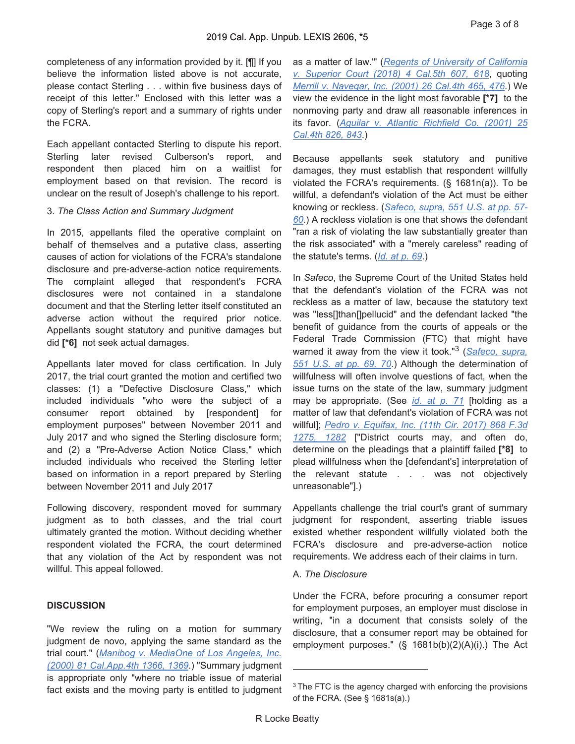completeness of any information provided by it. [¶] If you believe the information listed above is not accurate, please contact Sterling . . . within five business days of receipt of this letter." Enclosed with this letter was a copy of Sterling's report and a summary of rights under the FCRA.

Each appellant contacted Sterling to dispute his report. Sterling later revised Culberson's report, and respondent then placed him on a waitlist for employment based on that revision. The record is unclear on the result of Joseph's challenge to his report.

3. *The Class Action and Summary Judgment*

In 2015, appellants filed the operative complaint on behalf of themselves and a putative class, asserting causes of action for violations of the FCRA's standalone disclosure and pre-adverse-action notice requirements. The complaint alleged that respondent's FCRA disclosures were not contained in a standalone document and that the Sterling letter itself constituted an adverse action without the required prior notice. Appellants sought statutory and punitive damages but did **[*6]** not seek actual damages.

Appellants later moved for class certification. In July 2017, the trial court granted the motion and certified two classes: (1) a "Defective Disclosure Class," which included individuals "who were the subject of a consumer report obtained by [respondent] for employment purposes" between November 2011 and July 2017 and who signed the Sterling disclosure form; and (2) a "Pre-Adverse Action Notice Class," which included individuals who received the Sterling letter based on information in a report prepared by Sterling between November 2011 and July 2017

Following discovery, respondent moved for summary judgment as to both classes, and the trial court ultimately granted the motion. Without deciding whether respondent violated the FCRA, the court determined that any violation of the Act by respondent was not willful. This appeal followed.

## DISCUSSION

"We review the ruling on a motion for summary judgment de novo, applying the same standard as the trial court." (*Manibog v. MediaOne of Los Angeles, Inc. (2000) 81 Cal.App.4th 1366, 1369*.) "Summary judgment is appropriate only "where no triable issue of material fact exists and the moving party is entitled to judgment as a matter of law."' (*Regents of University of California v. Superior Court (2018) 4 Cal.5th 607, 618*, quoting *Merrill v. Navegar, Inc. (2001) 26 Cal.4th 465, 476*.) We view the evidence in the light most favorable **[*7]** to the nonmoving party and draw all reasonable inferences in its favor. (*Aguilar v. Atlantic Richfield Co. (2001) 25 Cal.4th 826, 843*.)

Because appellants seek statutory and punitive damages, they must establish that respondent willfully violated the FCRA's requirements. (§ 1681n(a)). To be willful, a defendant's violation of the Act must be either knowing or reckless. (*Safeco, supra, 551 U.S. at pp. 57-60*.) A reckless violation is one that shows the defendant "ran a risk of violating the law substantially greater than the risk associated" with a "merely careless" reading of the statute's terms. (*Id. at p. 69*.)

In *Safeco*, the Supreme Court of the United States held that the defendant's violation of the FCRA was not reckless as a matter of law, because the statutory text was "less[]than[]pellucid" and the defendant lacked "the benefit of guidance from the courts of appeals or the Federal Trade Commission (FTC) that might have warned it away from the view it took."[3] (*Safeco, supra, 551 U.S. at pp. 69, 70*.) Although the determination of willfulness will often involve questions of fact, when the issue turns on the state of the law, summary judgment may be appropriate. (See *id. at p. 71* [holding as a matter of law that defendant's violation of FCRA was not willful]; *Pedro v. Equifax, Inc. (11th Cir. 2017) 868 F.3d 1275, 1282* ["District courts may, and often do, determine on the pleadings that a plaintiff failed **[*8]** to plead willfulness when the [defendant's] interpretation of the relevant statute . . . was not objectively unreasonable"].)

Appellants challenge the trial court's grant of summary judgment for respondent, asserting triable issues existed whether respondent willfully violated both the FCRA's disclosure and pre-adverse-action notice requirements. We address each of their claims in turn.

A. *The Disclosure*

Under the FCRA, before procuring a consumer report for employment purposes, an employer must disclose in writing, "in a document that consists solely of the disclosure, that a consumer report may be obtained for employment purposes." (§ 1681b(b)(2)(A)(i).) The Act

---

[3] The FTC is the agency charged with enforcing the provisions of the FCRA. (See § 1681s(a).)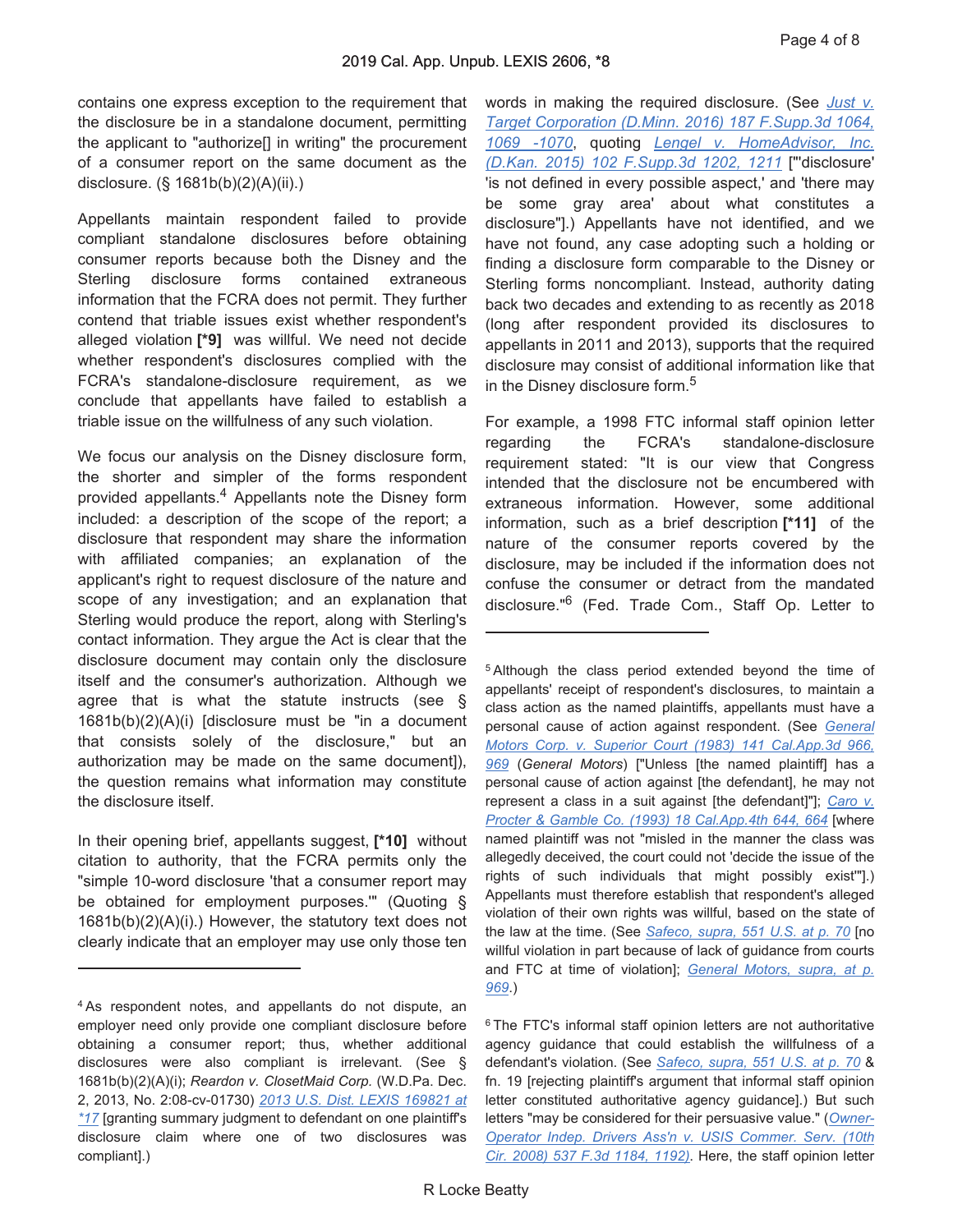contains one express exception to the requirement that the disclosure be in a standalone document, permitting the applicant to "authorize[] in writing" the procurement of a consumer report on the same document as the disclosure. (§ 1681b(b)(2)(A)(ii).)

Appellants maintain respondent failed to provide compliant standalone disclosures before obtaining consumer reports because both the Disney and the Sterling disclosure forms contained extraneous information that the FCRA does not permit. They further contend that triable issues exist whether respondent's alleged violation **[*9]** was willful. We need not decide whether respondent's disclosures complied with the FCRA's standalone-disclosure requirement, as we conclude that appellants have failed to establish a triable issue on the willfulness of any such violation.

We focus our analysis on the Disney disclosure form, the shorter and simpler of the forms respondent provided appellants.[4] Appellants note the Disney form included: a description of the scope of the report; a disclosure that respondent may share the information with affiliated companies; an explanation of the applicant's right to request disclosure of the nature and scope of any investigation; and an explanation that Sterling would produce the report, along with Sterling's contact information. They argue the Act is clear that the disclosure document may contain only the disclosure itself and the consumer's authorization. Although we agree that is what the statute instructs (see § 1681b(b)(2)(A)(i) [disclosure must be "in a document that consists solely of the disclosure," but an authorization may be made on the same document]), the question remains what information may constitute the disclosure itself.

In their opening brief, appellants suggest, **[*10]** without citation to authority, that the FCRA permits only the "simple 10-word disclosure 'that a consumer report may be obtained for employment purposes.'" (Quoting § 1681b(b)(2)(A)(i).) However, the statutory text does not clearly indicate that an employer may use only those ten words in making the required disclosure. (See *Just v. Target Corporation (D.Minn. 2016) 187 F.Supp.3d 1064, 1069 -1070*, quoting *Lengel v. HomeAdvisor, Inc. (D.Kan. 2015) 102 F.Supp.3d 1202, 1211* ["'disclosure' 'is not defined in every possible aspect,' and 'there may be some gray area' about what constitutes a disclosure"].) Appellants have not identified, and we have not found, any case adopting such a holding or finding a disclosure form comparable to the Disney or Sterling forms noncompliant. Instead, authority dating back two decades and extending to as recently as 2018 (long after respondent provided its disclosures to appellants in 2011 and 2013), supports that the required disclosure may consist of additional information like that in the Disney disclosure form.[5]

For example, a 1998 FTC informal staff opinion letter regarding the FCRA's standalone-disclosure requirement stated: "It is our view that Congress intended that the disclosure not be encumbered with extraneous information. However, some additional information, such as a brief description **[*11]** of the nature of the consumer reports covered by the disclosure, may be included if the information does not confuse the consumer or detract from the mandated disclosure."[6] (Fed. Trade Com., Staff Op. Letter to

---

[4] As respondent notes, and appellants do not dispute, an employer need only provide one compliant disclosure before obtaining a consumer report; thus, whether additional disclosures were also compliant is irrelevant. (See § 1681b(b)(2)(A)(i); *Reardon v. ClosetMaid Corp.* (W.D.Pa. Dec. 2, 2013, No. 2:08-cv-01730) *2013 U.S. Dist. LEXIS 169821 at *17* [granting summary judgment to defendant on one plaintiff's disclosure claim where one of two disclosures was compliant].)

[5] Although the class period extended beyond the time of appellants' receipt of respondent's disclosures, to maintain a class action as the named plaintiffs, appellants must have a personal cause of action against respondent. (See *General Motors Corp. v. Superior Court (1983) 141 Cal.App.3d 966, 969* (*General Motors*) ["Unless [the named plaintiff] has a personal cause of action against [the defendant], he may not represent a class in a suit against [the defendant]"]; *Caro v. Procter & Gamble Co. (1993) 18 Cal.App.4th 644, 664* [where named plaintiff was not "misled in the manner the class was allegedly deceived, the court could not 'decide the issue of the rights of such individuals that might possibly exist'"].) Appellants must therefore establish that respondent's alleged violation of their own rights was willful, based on the state of the law at the time. (See *Safeco, supra, 551 U.S. at p. 70* [no willful violation in part because of lack of guidance from courts and FTC at time of violation]; *General Motors, supra, at p. 969*.)

[6] The FTC's informal staff opinion letters are not authoritative agency guidance that could establish the willfulness of a defendant's violation. (See *Safeco, supra, 551 U.S. at p. 70* & fn. 19 [rejecting plaintiff's argument that informal staff opinion letter constituted authoritative agency guidance].) But such letters "may be considered for their persuasive value." (*Owner-Operator Indep. Drivers Ass'n v. USIS Commer. Serv. (10th Cir. 2008) 537 F.3d 1184, 1192)*. Here, the staff opinion letter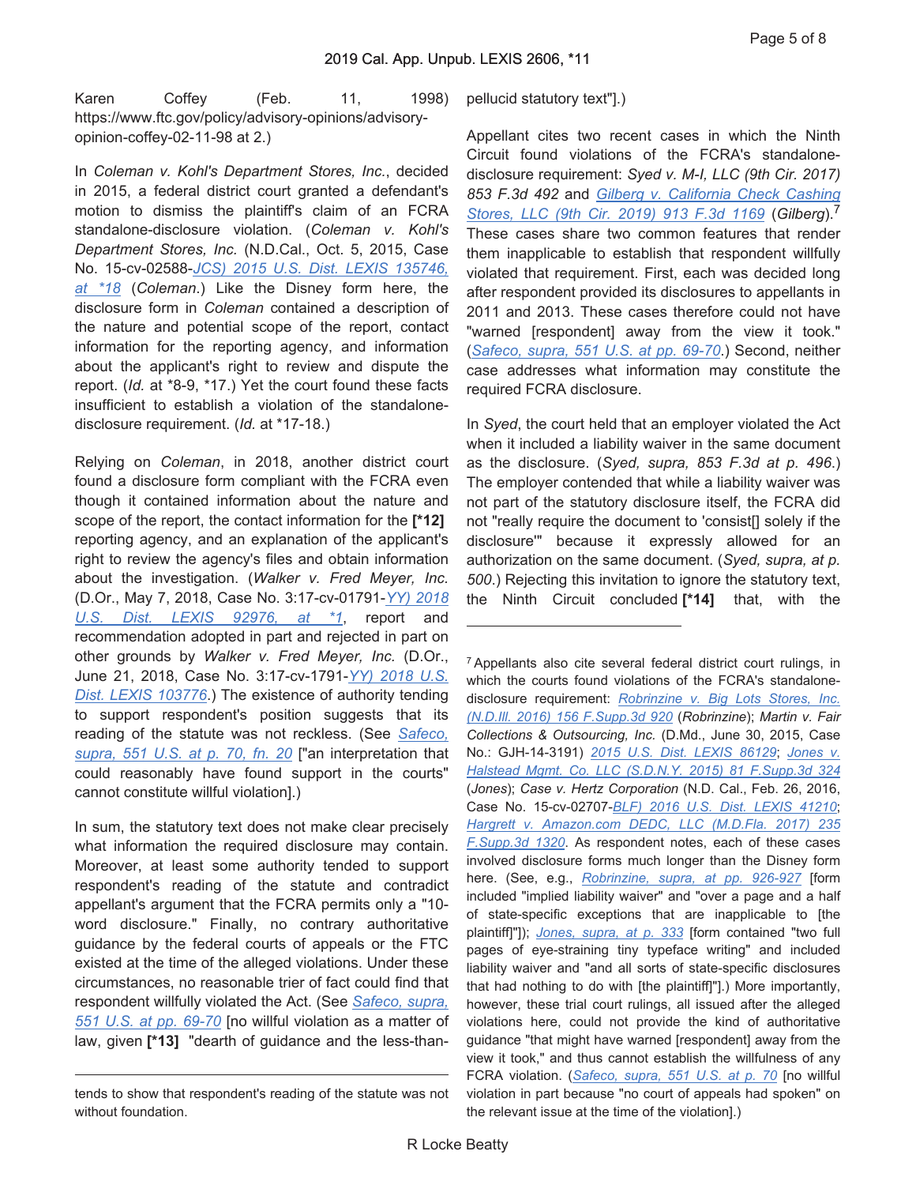Karen Coffey (Feb. 11, 1998) https://www.ftc.gov/policy/advisory-opinions/advisory-opinion-coffey-02-11-98 at 2.)

In *Coleman v. Kohl's Department Stores, Inc.*, decided in 2015, a federal district court granted a defendant's motion to dismiss the plaintiff's claim of an FCRA standalone-disclosure violation. (*Coleman v. Kohl's Department Stores, Inc.* (N.D.Cal., Oct. 5, 2015, Case No. 15-cv-02588-JCS) 2015 U.S. Dist. LEXIS 135746, at *18 (*Coleman*.) Like the Disney form here, the disclosure form in *Coleman* contained a description of the nature and potential scope of the report, contact information for the reporting agency, and information about the applicant's right to review and dispute the report. (*Id.* at *8-9, *17.) Yet the court found these facts insufficient to establish a violation of the standalone-disclosure requirement. (*Id.* at *17-18.)

Relying on *Coleman*, in 2018, another district court found a disclosure form compliant with the FCRA even though it contained information about the nature and scope of the report, the contact information for the **[*12]** reporting agency, and an explanation of the applicant's right to review the agency's files and obtain information about the investigation. (*Walker v. Fred Meyer, Inc.* (D.Or., May 7, 2018, Case No. 3:17-cv-01791-YY) 2018 U.S. Dist. LEXIS 92976, at *1, report and recommendation adopted in part and rejected in part on other grounds by *Walker v. Fred Meyer, Inc.* (D.Or., June 21, 2018, Case No. 3:17-cv-1791-YY) 2018 U.S. Dist. LEXIS 103776.) The existence of authority tending to support respondent's position suggests that its reading of the statute was not reckless. (See *Safeco, supra, 551 U.S. at p. 70, fn. 20* ["an interpretation that could reasonably have found support in the courts" cannot constitute willful violation].)

In sum, the statutory text does not make clear precisely what information the required disclosure may contain. Moreover, at least some authority tended to support respondent's reading of the statute and contradict appellant's argument that the FCRA permits only a "10-word disclosure." Finally, no contrary authoritative guidance by the federal courts of appeals or the FTC existed at the time of the alleged violations. Under these circumstances, no reasonable trier of fact could find that respondent willfully violated the Act. (See *Safeco, supra, 551 U.S. at pp. 69-70* [no willful violation as a matter of law, given **[*13]** "dearth of guidance and the less-than-pellucid statutory text"].)

Appellant cites two recent cases in which the Ninth Circuit found violations of the FCRA's standalone-disclosure requirement: *Syed v. M-I, LLC (9th Cir. 2017) 853 F.3d 492* and *Gilberg v. California Check Cashing Stores, LLC (9th Cir. 2019) 913 F.3d 1169* (*Gilberg*).[7] These cases share two common features that render them inapplicable to establish that respondent willfully violated that requirement. First, each was decided long after respondent provided its disclosures to appellants in 2011 and 2013. These cases therefore could not have "warned [respondent] away from the view it took." (*Safeco, supra, 551 U.S. at pp. 69-70*.) Second, neither case addresses what information may constitute the required FCRA disclosure.

In *Syed*, the court held that an employer violated the Act when it included a liability waiver in the same document as the disclosure. (*Syed, supra, 853 F.3d at p. 496*.) The employer contended that while a liability waiver was not part of the statutory disclosure itself, the FCRA did not "really require the document to 'consist[] solely if the disclosure'" because it expressly allowed for an authorization on the same document. (*Syed, supra, at p. 500*.) Rejecting this invitation to ignore the statutory text, the Ninth Circuit concluded **[*14]** that, with the

---

tends to show that respondent's reading of the statute was not without foundation.

[7] Appellants also cite several federal district court rulings, in which the courts found violations of the FCRA's standalone-disclosure requirement: *Robrinzine v. Big Lots Stores, Inc. (N.D.Ill. 2016) 156 F.Supp.3d 920* (*Robrinzine*); *Martin v. Fair Collections & Outsourcing, Inc.* (D.Md., June 30, 2015, Case No.: GJH-14-3191) 2015 U.S. Dist. LEXIS 86129; *Jones v. Halstead Mgmt. Co. LLC (S.D.N.Y. 2015) 81 F.Supp.3d 324* (*Jones*); *Case v. Hertz Corporation* (N.D. Cal., Feb. 26, 2016, Case No. 15-cv-02707-BLF) 2016 U.S. Dist. LEXIS 41210; *Hargrett v. Amazon.com DEDC, LLC (M.D.Fla. 2017) 235 F.Supp.3d 1320*. As respondent notes, each of these cases involved disclosure forms much longer than the Disney form here. (See, e.g., *Robrinzine, supra, at pp. 926-927* [form included "implied liability waiver" and "over a page and a half of state-specific exceptions that are inapplicable to [the plaintiff]"]); *Jones, supra, at p. 333* [form contained "two full pages of eye-straining tiny typeface writing" and included liability waiver and "and all sorts of state-specific disclosures that had nothing to do with [the plaintiff]"].) More importantly, however, these trial court rulings, all issued after the alleged violations here, could not provide the kind of authoritative guidance "that might have warned [respondent] away from the view it took," and thus cannot establish the willfulness of any FCRA violation. (*Safeco, supra, 551 U.S. at p. 70* [no willful violation in part because "no court of appeals had spoken" on the relevant issue at the time of the violation].)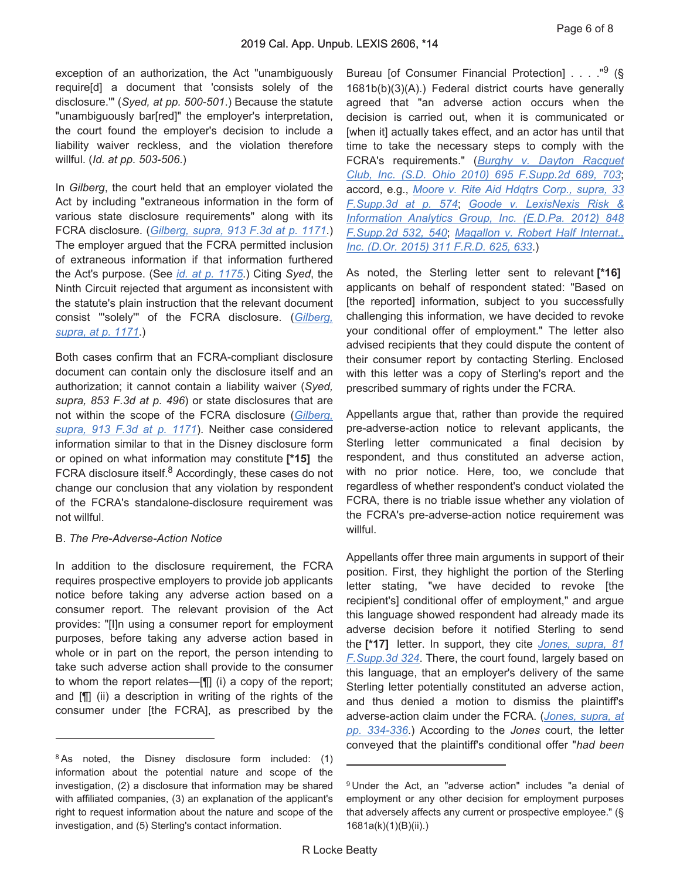exception of an authorization, the Act "unambiguously require[d] a document that 'consists solely of the disclosure.'" (*Syed, at pp. 500-501*.) Because the statute "unambiguously bar[red]" the employer's interpretation, the court found the employer's decision to include a liability waiver reckless, and the violation therefore willful. (*Id. at pp. 503-506*.)

In *Gilberg*, the court held that an employer violated the Act by including "extraneous information in the form of various state disclosure requirements" along with its FCRA disclosure. (*Gilberg, supra, 913 F.3d at p. 1171*.) The employer argued that the FCRA permitted inclusion of extraneous information if that information furthered the Act's purpose. (See *id. at p. 1175*.) Citing *Syed*, the Ninth Circuit rejected that argument as inconsistent with the statute's plain instruction that the relevant document consist "'solely'" of the FCRA disclosure. (*Gilberg, supra, at p. 1171*.)

Both cases confirm that an FCRA-compliant disclosure document can contain only the disclosure itself and an authorization; it cannot contain a liability waiver (*Syed, supra, 853 F.3d at p. 496*) or state disclosures that are not within the scope of the FCRA disclosure (*Gilberg, supra, 913 F.3d at p. 1171*). Neither case considered information similar to that in the Disney disclosure form or opined on what information may constitute **[*15]** the FCRA disclosure itself.[8] Accordingly, these cases do not change our conclusion that any violation by respondent of the FCRA's standalone-disclosure requirement was not willful.

B. *The Pre-Adverse-Action Notice*

In addition to the disclosure requirement, the FCRA requires prospective employers to provide job applicants notice before taking any adverse action based on a consumer report. The relevant provision of the Act provides: "[I]n using a consumer report for employment purposes, before taking any adverse action based in whole or in part on the report, the person intending to take such adverse action shall provide to the consumer to whom the report relates—[¶] (i) a copy of the report; and [¶] (ii) a description in writing of the rights of the consumer under [the FCRA], as prescribed by the Bureau [of Consumer Financial Protection] . . . ."[9] (§ 1681b(b)(3)(A).) Federal district courts have generally agreed that "an adverse action occurs when the decision is carried out, when it is communicated or [when it] actually takes effect, and an actor has until that time to take the necessary steps to comply with the FCRA's requirements." (*Burghy v. Dayton Racquet Club, Inc. (S.D. Ohio 2010) 695 F.Supp.2d 689, 703*; accord, e.g., *Moore v. Rite Aid Hdqtrs Corp., supra, 33 F.Supp.3d at p. 574*; *Goode v. LexisNexis Risk & Information Analytics Group, Inc. (E.D.Pa. 2012) 848 F.Supp.2d 532, 540*; *Magallon v. Robert Half Internat., Inc. (D.Or. 2015) 311 F.R.D. 625, 633*.)

As noted, the Sterling letter sent to relevant **[*16]** applicants on behalf of respondent stated: "Based on [the reported] information, subject to you successfully challenging this information, we have decided to revoke your conditional offer of employment." The letter also advised recipients that they could dispute the content of their consumer report by contacting Sterling. Enclosed with this letter was a copy of Sterling's report and the prescribed summary of rights under the FCRA.

Appellants argue that, rather than provide the required pre-adverse-action notice to relevant applicants, the Sterling letter communicated a final decision by respondent, and thus constituted an adverse action, with no prior notice. Here, too, we conclude that regardless of whether respondent's conduct violated the FCRA, there is no triable issue whether any violation of the FCRA's pre-adverse-action notice requirement was willful.

Appellants offer three main arguments in support of their position. First, they highlight the portion of the Sterling letter stating, "we have decided to revoke [the recipient's] conditional offer of employment," and argue this language showed respondent had already made its adverse decision before it notified Sterling to send the **[*17]** letter. In support, they cite *Jones, supra, 81 F.Supp.3d 324*. There, the court found, largely based on this language, that an employer's delivery of the same Sterling letter potentially constituted an adverse action, and thus denied a motion to dismiss the plaintiff's adverse-action claim under the FCRA. (*Jones, supra, at pp. 334-336*.) According to the *Jones* court, the letter conveyed that the plaintiff's conditional offer "*had been*

---

[8] As noted, the Disney disclosure form included: (1) information about the potential nature and scope of the investigation, (2) a disclosure that information may be shared with affiliated companies, (3) an explanation of the applicant's right to request information about the nature and scope of the investigation, and (5) Sterling's contact information.

[9] Under the Act, an "adverse action" includes "a denial of employment or any other decision for employment purposes that adversely affects any current or prospective employee." (§ 1681a(k)(1)(B)(ii).)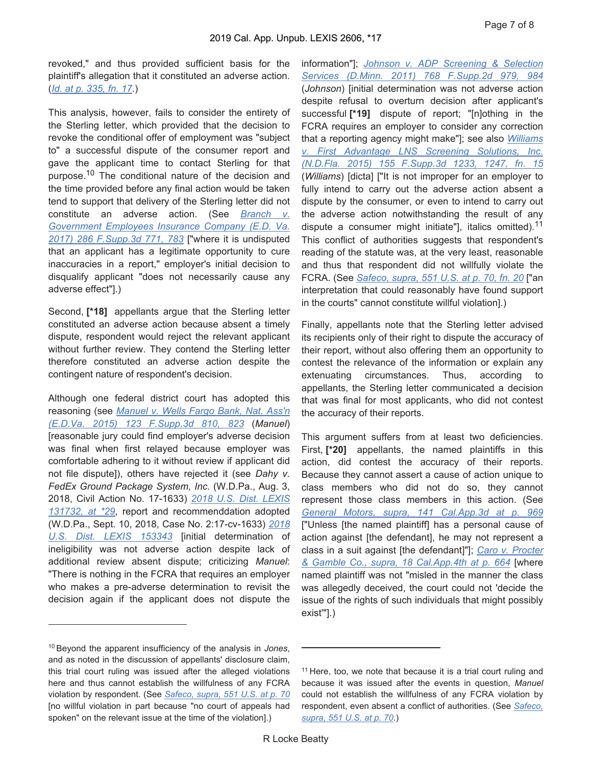revoked," and thus provided sufficient basis for the plaintiff's allegation that it constituted an adverse action. (*Id. at p. 335, fn. 17*.)

This analysis, however, fails to consider the entirety of the Sterling letter, which provided that the decision to revoke the conditional offer of employment was "subject to" a successful dispute of the consumer report and gave the applicant time to contact Sterling for that purpose.[10] The conditional nature of the decision and the time provided before any final action would be taken tend to support that delivery of the Sterling letter did not constitute an adverse action. (See *Branch v. Government Employees Insurance Company (E.D. Va. 2017) 286 F.Supp.3d 771, 783* ["where it is undisputed that an applicant has a legitimate opportunity to cure inaccuracies in a report," employer's initial decision to disqualify applicant "does not necessarily cause any adverse effect"].)

Second, **[*18]** appellants argue that the Sterling letter constituted an adverse action because absent a timely dispute, respondent would reject the relevant applicant without further review. They contend the Sterling letter therefore constituted an adverse action despite the contingent nature of respondent's decision.

Although one federal district court has adopted this reasoning (see *Manuel v. Wells Fargo Bank, Nat. Ass'n (E.D.Va. 2015) 123 F.Supp.3d 810, 823* (*Manuel*) [reasonable jury could find employer's adverse decision was final when first relayed because employer was comfortable adhering to it without review if applicant did not file dispute]), others have rejected it (see *Dahy v. FedEx Ground Package System, Inc.* (W.D.Pa., Aug. 3, 2018, Civil Action No. 17-1633) 2018 U.S. Dist. LEXIS 131732, at *29, report and recommenddation adopted (W.D.Pa., Sept. 10, 2018, Case No. 2:17-cv-1633) 2018 U.S. Dist. LEXIS 153343 [initial determination of ineligibility was not adverse action despite lack of additional review absent dispute; criticizing *Manuel*: "There is nothing in the FCRA that requires an employer who makes a pre-adverse determination to revisit the decision again if the applicant does not dispute the information"]; *Johnson v. ADP Screening & Selection Services (D.Minn. 2011) 768 F.Supp.2d 979, 984* (*Johnson*) [initial determination was not adverse action despite refusal to overturn decision after applicant's successful **[*19]** dispute of report; "[n]othing in the FCRA requires an employer to consider any correction that a reporting agency might make"]; see also *Williams v. First Advantage LNS Screening Solutions, Inc. (N.D.Fla. 2015) 155 F.Supp.3d 1233, 1247, fn. 15* (*Williams*) [dicta] ["It is not improper for an employer to fully intend to carry out the adverse action absent a dispute by the consumer, or even to intend to carry out the adverse action notwithstanding the result of any dispute a consumer might initiate"], italics omitted).[11] This conflict of authorities suggests that respondent's reading of the statute was, at the very least, reasonable and thus that respondent did not willfully violate the FCRA. (See *Safeco, supra, 551 U.S. at p. 70, fn. 20* ["an interpretation that could reasonably have found support in the courts" cannot constitute willful violation].)

Finally, appellants note that the Sterling letter advised its recipients only of their right to dispute the accuracy of their report, without also offering them an opportunity to contest the relevance of the information or explain any extenuating circumstances. Thus, according to appellants, the Sterling letter communicated a decision that was final for most applicants, who did not contest the accuracy of their reports.

This argument suffers from at least two deficiencies. First, **[*20]** appellants, the named plaintiffs in this action, did contest the accuracy of their reports. Because they cannot assert a cause of action unique to class members who did not do so, they cannot represent those class members in this action. (See *General Motors, supra, 141 Cal.App.3d at p. 969* ["Unless [the named plaintiff] has a personal cause of action against [the defendant], he may not represent a class in a suit against [the defendant]"]; *Caro v. Procter & Gamble Co., supra, 18 Cal.App.4th at p. 664* [where named plaintiff was not "misled in the manner the class was allegedly deceived, the court could not 'decide the issue of the rights of such individuals that might possibly exist'"].)

---

[10] Beyond the apparent insufficiency of the analysis in *Jones*, and as noted in the discussion of appellants' disclosure claim, this trial court ruling was issued after the alleged violations here and thus cannot establish the willfulness of any FCRA violation by respondent. (See *Safeco, supra, 551 U.S. at p. 70* [no willful violation in part because "no court of appeals had spoken" on the relevant issue at the time of the violation].)

[11] Here, too, we note that because it is a trial court ruling and because it was issued after the events in question, *Manuel* could not establish the willfulness of any FCRA violation by respondent, even absent a conflict of authorities. (See *Safeco, supra, 551 U.S. at p. 70*.)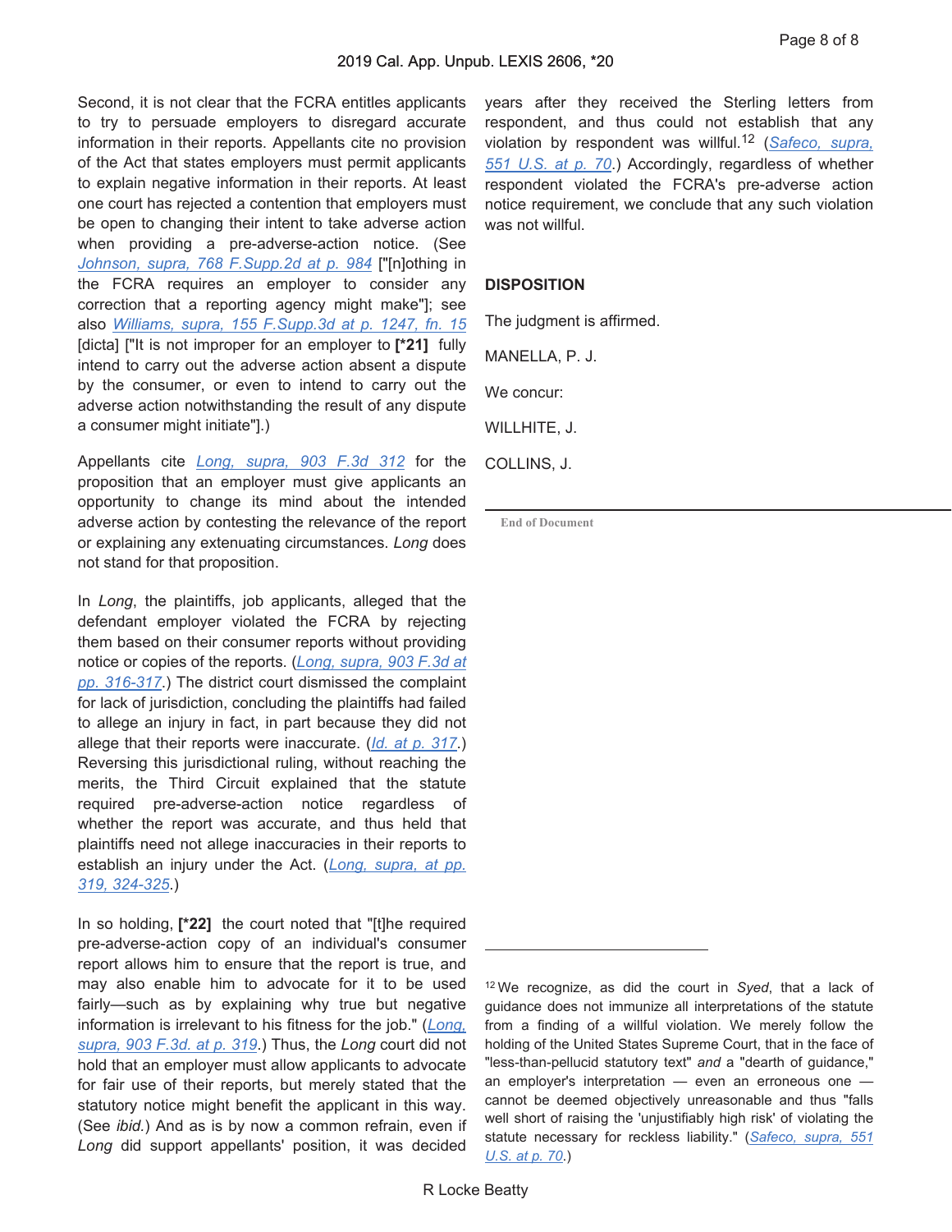Second, it is not clear that the FCRA entitles applicants to try to persuade employers to disregard accurate information in their reports. Appellants cite no provision of the Act that states employers must permit applicants to explain negative information in their reports. At least one court has rejected a contention that employers must be open to changing their intent to take adverse action when providing a pre-adverse-action notice. (See *Johnson, supra, 768 F.Supp.2d at p. 984* ["[n]othing in the FCRA requires an employer to consider any correction that a reporting agency might make"]; see also *Williams, supra, 155 F.Supp.3d at p. 1247, fn. 15* [dicta] ["It is not improper for an employer to **[*21]** fully intend to carry out the adverse action absent a dispute by the consumer, or even to intend to carry out the adverse action notwithstanding the result of any dispute a consumer might initiate"].)

Appellants cite *Long, supra, 903 F.3d 312* for the proposition that an employer must give applicants an opportunity to change its mind about the intended adverse action by contesting the relevance of the report or explaining any extenuating circumstances. *Long* does not stand for that proposition.

In *Long*, the plaintiffs, job applicants, alleged that the defendant employer violated the FCRA by rejecting them based on their consumer reports without providing notice or copies of the reports. (*Long, supra, 903 F.3d at pp. 316-317*.) The district court dismissed the complaint for lack of jurisdiction, concluding the plaintiffs had failed to allege an injury in fact, in part because they did not allege that their reports were inaccurate. (*Id. at p. 317*.) Reversing this jurisdictional ruling, without reaching the merits, the Third Circuit explained that the statute required pre-adverse-action notice regardless of whether the report was accurate, and thus held that plaintiffs need not allege inaccuracies in their reports to establish an injury under the Act. (*Long, supra, at pp. 319, 324-325*.)

In so holding, **[*22]** the court noted that "[t]he required pre-adverse-action copy of an individual's consumer report allows him to ensure that the report is true, and may also enable him to advocate for it to be used fairly—such as by explaining why true but negative information is irrelevant to his fitness for the job." (*Long, supra, 903 F.3d. at p. 319*.) Thus, the *Long* court did not hold that an employer must allow applicants to advocate for fair use of their reports, but merely stated that the statutory notice might benefit the applicant in this way. (See *ibid.*) And as is by now a common refrain, even if *Long* did support appellants' position, it was decided years after they received the Sterling letters from respondent, and thus could not establish that any violation by respondent was willful.[12] (*Safeco, supra, 551 U.S. at p. 70*.) Accordingly, regardless of whether respondent violated the FCRA's pre-adverse action notice requirement, we conclude that any such violation was not willful.

## DISPOSITION

The judgment is affirmed.

MANELLA, P. J.

We concur:

WILLHITE, J.

COLLINS, J.

End of Document

---

[12] We recognize, as did the court in *Syed*, that a lack of guidance does not immunize all interpretations of the statute from a finding of a willful violation. We merely follow the holding of the United States Supreme Court, that in the face of "less-than-pellucid statutory text" *and* a "dearth of guidance," an employer's interpretation — even an erroneous one — cannot be deemed objectively unreasonable and thus "falls well short of raising the 'unjustifiably high risk' of violating the statute necessary for reckless liability." (*Safeco, supra, 551 U.S. at p. 70*.)